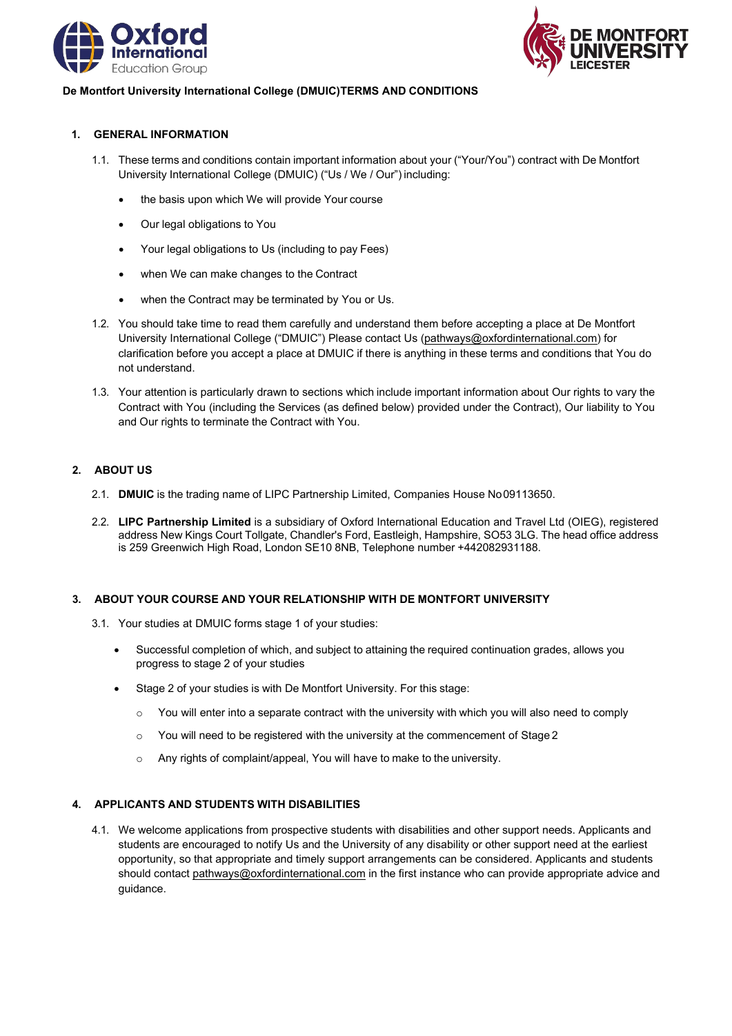**De Montfort University International College (DMUIC)TERMS AND CONDITIONS**

## 1. GENERAL INFORMATION

1.1. These terms and conditions contain important information about your ("Your/You") contract with De Montfort University International College (DMUIC) ("Us / We / Our") including:

- the basis upon which We will provide Your course
- Our legal obligations to You
- Your legal obligations to Us (including to pay Fees)
- when We can make changes to the Contract
- when the Contract may be terminated by You or Us.

1.2. You should take time to read them carefully and understand them before accepting a place at De Montfort University International College ("DMUIC") Please contact Us (pathways@oxfordinternational.com) for clarification before you accept a place at DMUIC if there is anything in these terms and conditions that You do not understand.

1.3. Your attention is particularly drawn to sections which include important information about Our rights to vary the Contract with You (including the Services (as defined below) provided under the Contract), Our liability to You and Our rights to terminate the Contract with You.

## 2. ABOUT US

2.1. **DMUIC** is the trading name of LIPC Partnership Limited, Companies House No 09113650.

2.2. **LIPC Partnership Limited** is a subsidiary of Oxford International Education and Travel Ltd (OIEG), registered address New Kings Court Tollgate, Chandler's Ford, Eastleigh, Hampshire, SO53 3LG. The head office address is 259 Greenwich High Road, London SE10 8NB, Telephone number +442082931188.

## 3. ABOUT YOUR COURSE AND YOUR RELATIONSHIP WITH DE MONTFORT UNIVERSITY

3.1. Your studies at DMUIC forms stage 1 of your studies:

- Successful completion of which, and subject to attaining the required continuation grades, allows you progress to stage 2 of your studies
- Stage 2 of your studies is with De Montfort University. For this stage:
  - You will enter into a separate contract with the university with which you will also need to comply
  - You will need to be registered with the university at the commencement of Stage 2
  - Any rights of complaint/appeal, You will have to make to the university.

## 4. APPLICANTS AND STUDENTS WITH DISABILITIES

4.1. We welcome applications from prospective students with disabilities and other support needs. Applicants and students are encouraged to notify Us and the University of any disability or other support need at the earliest opportunity, so that appropriate and timely support arrangements can be considered. Applicants and students should contact pathways@oxfordinternational.com in the first instance who can provide appropriate advice and guidance.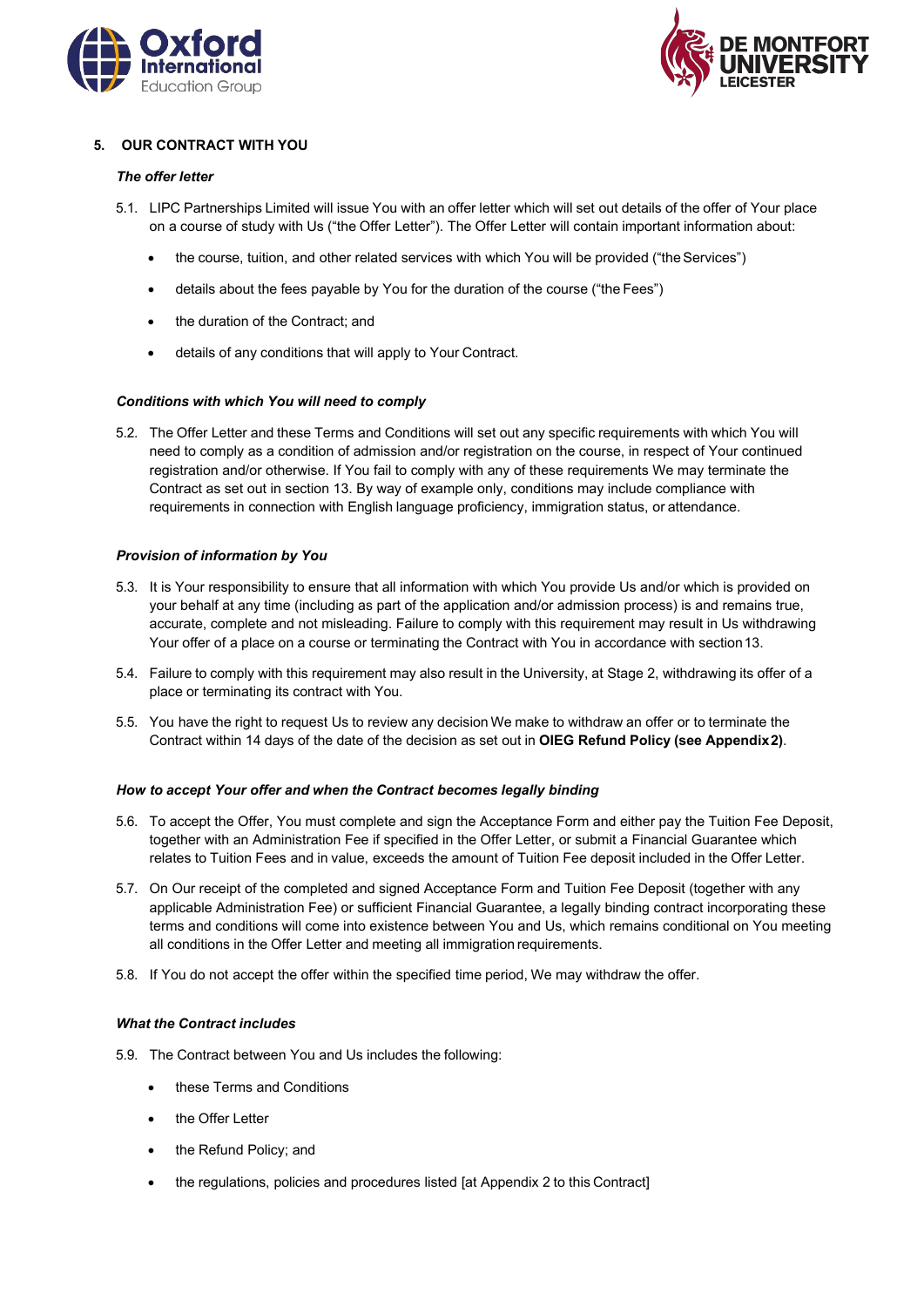## 5. OUR CONTRACT WITH YOU

### *The offer letter*

5.1. LIPC Partnerships Limited will issue You with an offer letter which will set out details of the offer of Your place on a course of study with Us ("the Offer Letter"). The Offer Letter will contain important information about:

- the course, tuition, and other related services with which You will be provided ("the Services")
- details about the fees payable by You for the duration of the course ("the Fees")
- the duration of the Contract; and
- details of any conditions that will apply to Your Contract.

### *Conditions with which You will need to comply*

5.2. The Offer Letter and these Terms and Conditions will set out any specific requirements with which You will need to comply as a condition of admission and/or registration on the course, in respect of Your continued registration and/or otherwise. If You fail to comply with any of these requirements We may terminate the Contract as set out in section 13. By way of example only, conditions may include compliance with requirements in connection with English language proficiency, immigration status, or attendance.

### *Provision of information by You*

5.3. It is Your responsibility to ensure that all information with which You provide Us and/or which is provided on your behalf at any time (including as part of the application and/or admission process) is and remains true, accurate, complete and not misleading. Failure to comply with this requirement may result in Us withdrawing Your offer of a place on a course or terminating the Contract with You in accordance with section 13.

5.4. Failure to comply with this requirement may also result in the University, at Stage 2, withdrawing its offer of a place or terminating its contract with You.

5.5. You have the right to request Us to review any decision We make to withdraw an offer or to terminate the Contract within 14 days of the date of the decision as set out in **OIEG Refund Policy (see Appendix 2)**.

### *How to accept Your offer and when the Contract becomes legally binding*

5.6. To accept the Offer, You must complete and sign the Acceptance Form and either pay the Tuition Fee Deposit, together with an Administration Fee if specified in the Offer Letter, or submit a Financial Guarantee which relates to Tuition Fees and in value, exceeds the amount of Tuition Fee deposit included in the Offer Letter.

5.7. On Our receipt of the completed and signed Acceptance Form and Tuition Fee Deposit (together with any applicable Administration Fee) or sufficient Financial Guarantee, a legally binding contract incorporating these terms and conditions will come into existence between You and Us, which remains conditional on You meeting all conditions in the Offer Letter and meeting all immigration requirements.

5.8. If You do not accept the offer within the specified time period, We may withdraw the offer.

### *What the Contract includes*

5.9. The Contract between You and Us includes the following:

- these Terms and Conditions
- the Offer Letter
- the Refund Policy; and
- the regulations, policies and procedures listed [at Appendix 2 to this Contract]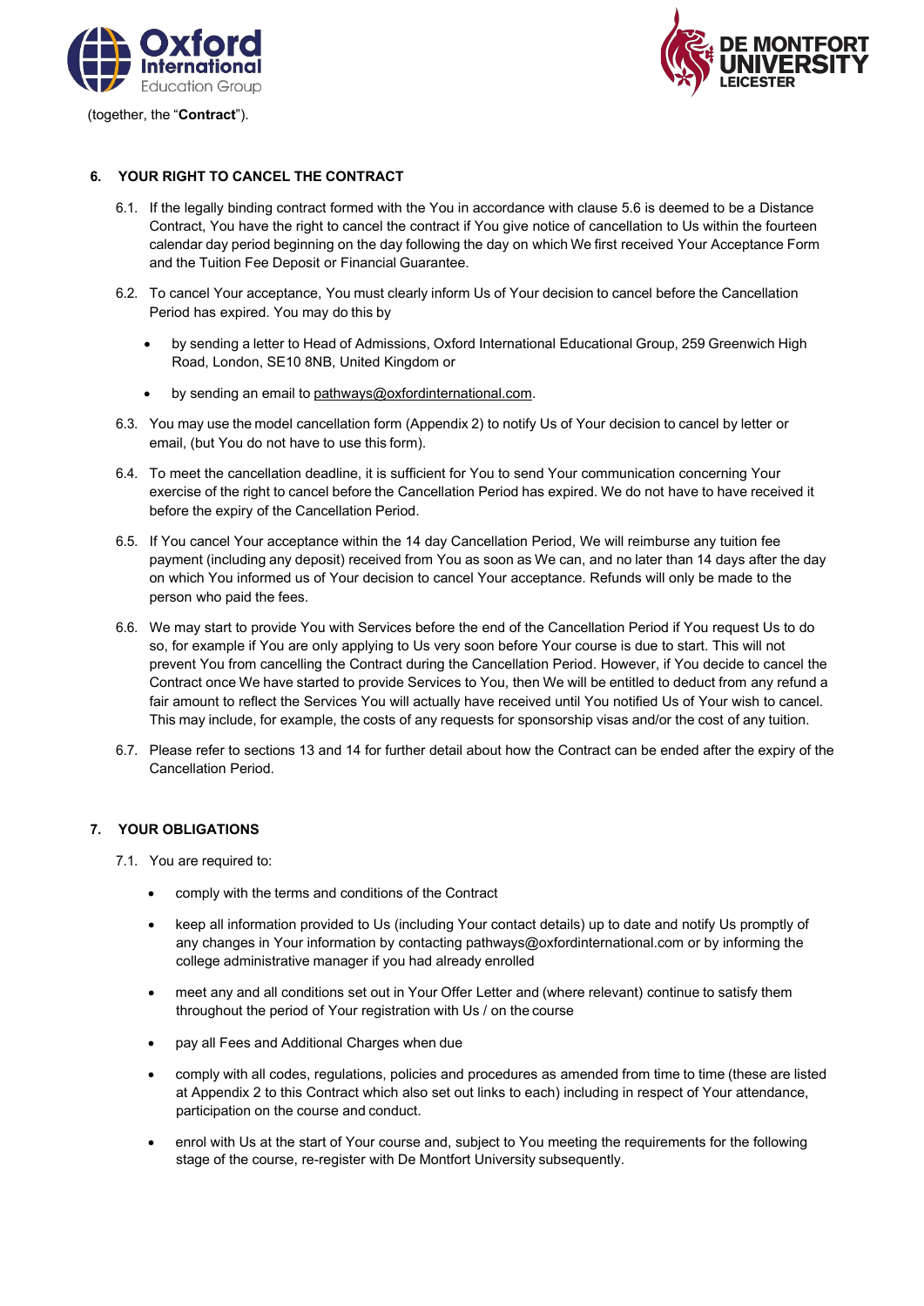(together, the "**Contract**").

## 6. YOUR RIGHT TO CANCEL THE CONTRACT

6.1. If the legally binding contract formed with the You in accordance with clause 5.6 is deemed to be a Distance Contract, You have the right to cancel the contract if You give notice of cancellation to Us within the fourteen calendar day period beginning on the day following the day on which We first received Your Acceptance Form and the Tuition Fee Deposit or Financial Guarantee.

6.2. To cancel Your acceptance, You must clearly inform Us of Your decision to cancel before the Cancellation Period has expired. You may do this by

- by sending a letter to Head of Admissions, Oxford International Educational Group, 259 Greenwich High Road, London, SE10 8NB, United Kingdom or
- by sending an email to pathways@oxfordinternational.com.

6.3. You may use the model cancellation form (Appendix 2) to notify Us of Your decision to cancel by letter or email, (but You do not have to use this form).

6.4. To meet the cancellation deadline, it is sufficient for You to send Your communication concerning Your exercise of the right to cancel before the Cancellation Period has expired. We do not have to have received it before the expiry of the Cancellation Period.

6.5. If You cancel Your acceptance within the 14 day Cancellation Period, We will reimburse any tuition fee payment (including any deposit) received from You as soon as We can, and no later than 14 days after the day on which You informed us of Your decision to cancel Your acceptance. Refunds will only be made to the person who paid the fees.

6.6. We may start to provide You with Services before the end of the Cancellation Period if You request Us to do so, for example if You are only applying to Us very soon before Your course is due to start. This will not prevent You from cancelling the Contract during the Cancellation Period. However, if You decide to cancel the Contract once We have started to provide Services to You, then We will be entitled to deduct from any refund a fair amount to reflect the Services You will actually have received until You notified Us of Your wish to cancel. This may include, for example, the costs of any requests for sponsorship visas and/or the cost of any tuition.

6.7. Please refer to sections 13 and 14 for further detail about how the Contract can be ended after the expiry of the Cancellation Period.

## 7. YOUR OBLIGATIONS

7.1. You are required to:

- comply with the terms and conditions of the Contract
- keep all information provided to Us (including Your contact details) up to date and notify Us promptly of any changes in Your information by contacting pathways@oxfordinternational.com or by informing the college administrative manager if you had already enrolled
- meet any and all conditions set out in Your Offer Letter and (where relevant) continue to satisfy them throughout the period of Your registration with Us / on the course
- pay all Fees and Additional Charges when due
- comply with all codes, regulations, policies and procedures as amended from time to time (these are listed at Appendix 2 to this Contract which also set out links to each) including in respect of Your attendance, participation on the course and conduct.
- enrol with Us at the start of Your course and, subject to You meeting the requirements for the following stage of the course, re-register with De Montfort University subsequently.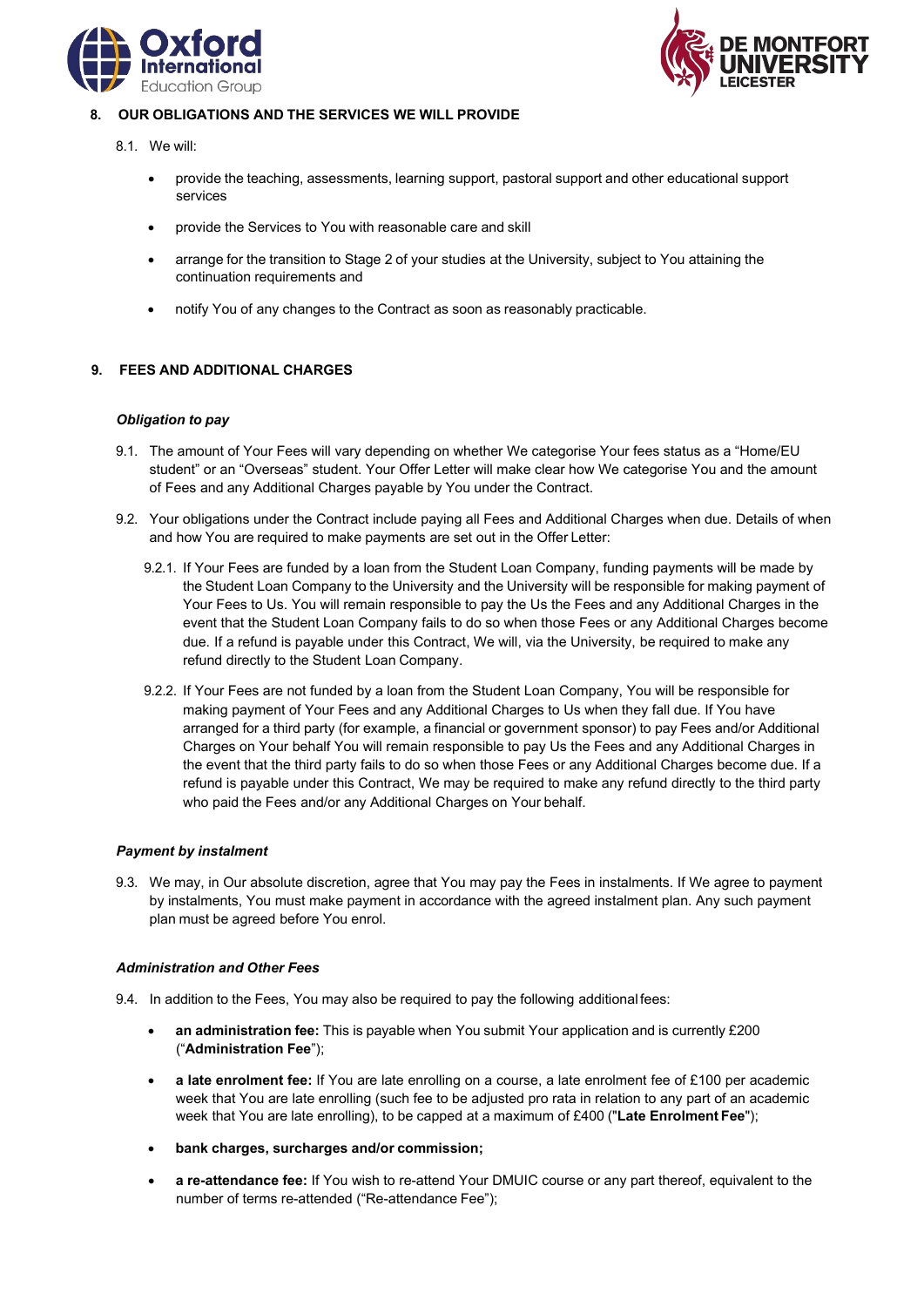## 8. OUR OBLIGATIONS AND THE SERVICES WE WILL PROVIDE

8.1. We will:

- provide the teaching, assessments, learning support, pastoral support and other educational support services
- provide the Services to You with reasonable care and skill
- arrange for the transition to Stage 2 of your studies at the University, subject to You attaining the continuation requirements and
- notify You of any changes to the Contract as soon as reasonably practicable.

## 9. FEES AND ADDITIONAL CHARGES

***Obligation to pay***

9.1. The amount of Your Fees will vary depending on whether We categorise Your fees status as a “Home/EU student” or an “Overseas” student. Your Offer Letter will make clear how We categorise You and the amount of Fees and any Additional Charges payable by You under the Contract.

9.2. Your obligations under the Contract include paying all Fees and Additional Charges when due. Details of when and how You are required to make payments are set out in the Offer Letter:

9.2.1. If Your Fees are funded by a loan from the Student Loan Company, funding payments will be made by the Student Loan Company to the University and the University will be responsible for making payment of Your Fees to Us. You will remain responsible to pay the Us the Fees and any Additional Charges in the event that the Student Loan Company fails to do so when those Fees or any Additional Charges become due. If a refund is payable under this Contract, We will, via the University, be required to make any refund directly to the Student Loan Company.

9.2.2. If Your Fees are not funded by a loan from the Student Loan Company, You will be responsible for making payment of Your Fees and any Additional Charges to Us when they fall due. If You have arranged for a third party (for example, a financial or government sponsor) to pay Fees and/or Additional Charges on Your behalf You will remain responsible to pay Us the Fees and any Additional Charges in the event that the third party fails to do so when those Fees or any Additional Charges become due. If a refund is payable under this Contract, We may be required to make any refund directly to the third party who paid the Fees and/or any Additional Charges on Your behalf.

***Payment by instalment***

9.3. We may, in Our absolute discretion, agree that You may pay the Fees in instalments. If We agree to payment by instalments, You must make payment in accordance with the agreed instalment plan. Any such payment plan must be agreed before You enrol.

***Administration and Other Fees***

9.4. In addition to the Fees, You may also be required to pay the following additional fees:

- **an administration fee:** This is payable when You submit Your application and is currently £200 (“**Administration Fee**”);
- **a late enrolment fee:** If You are late enrolling on a course, a late enrolment fee of £100 per academic week that You are late enrolling (such fee to be adjusted pro rata in relation to any part of an academic week that You are late enrolling), to be capped at a maximum of £400 ("**Late Enrolment Fee**");
- **bank charges, surcharges and/or commission;**
- **a re-attendance fee:** If You wish to re-attend Your DMUIC course or any part thereof, equivalent to the number of terms re-attended (“Re-attendance Fee”);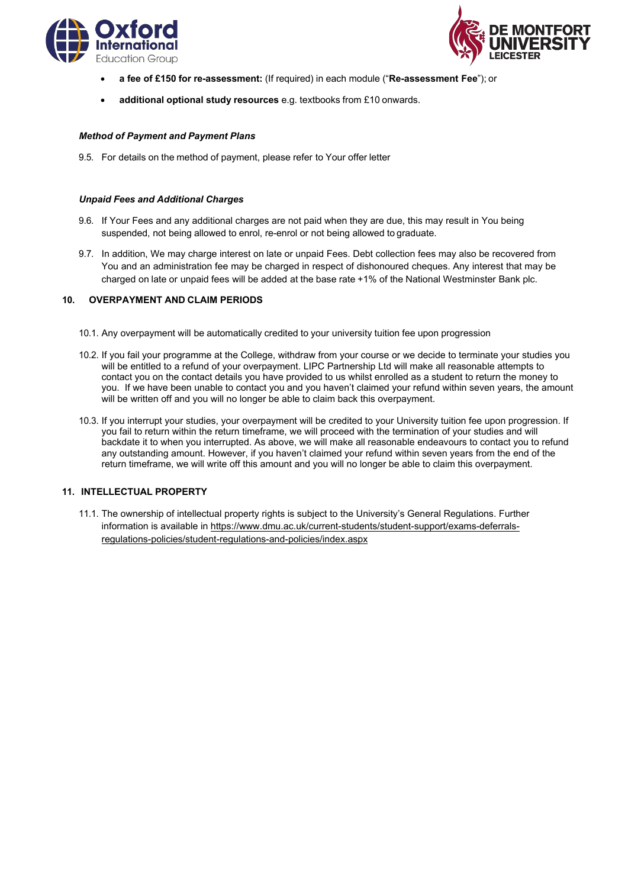- **a fee of £150 for re-assessment:** (If required) in each module ("**Re-assessment Fee**"); or
- **additional optional study resources** e.g. textbooks from £10 onwards.

***Method of Payment and Payment Plans***

9.5. For details on the method of payment, please refer to Your offer letter

***Unpaid Fees and Additional Charges***

9.6. If Your Fees and any additional charges are not paid when they are due, this may result in You being suspended, not being allowed to enrol, re-enrol or not being allowed to graduate.

9.7. In addition, We may charge interest on late or unpaid Fees. Debt collection fees may also be recovered from You and an administration fee may be charged in respect of dishonoured cheques. Any interest that may be charged on late or unpaid fees will be added at the base rate +1% of the National Westminster Bank plc.

## 10. OVERPAYMENT AND CLAIM PERIODS

10.1. Any overpayment will be automatically credited to your university tuition fee upon progression

10.2. If you fail your programme at the College, withdraw from your course or we decide to terminate your studies you will be entitled to a refund of your overpayment. LIPC Partnership Ltd will make all reasonable attempts to contact you on the contact details you have provided to us whilst enrolled as a student to return the money to you. If we have been unable to contact you and you haven't claimed your refund within seven years, the amount will be written off and you will no longer be able to claim back this overpayment.

10.3. If you interrupt your studies, your overpayment will be credited to your University tuition fee upon progression. If you fail to return within the return timeframe, we will proceed with the termination of your studies and will backdate it to when you interrupted. As above, we will make all reasonable endeavours to contact you to refund any outstanding amount. However, if you haven't claimed your refund within seven years from the end of the return timeframe, we will write off this amount and you will no longer be able to claim this overpayment.

## 11. INTELLECTUAL PROPERTY

11.1. The ownership of intellectual property rights is subject to the University's General Regulations. Further information is available in https://www.dmu.ac.uk/current-students/student-support/exams-deferrals-regulations-policies/student-regulations-and-policies/index.aspx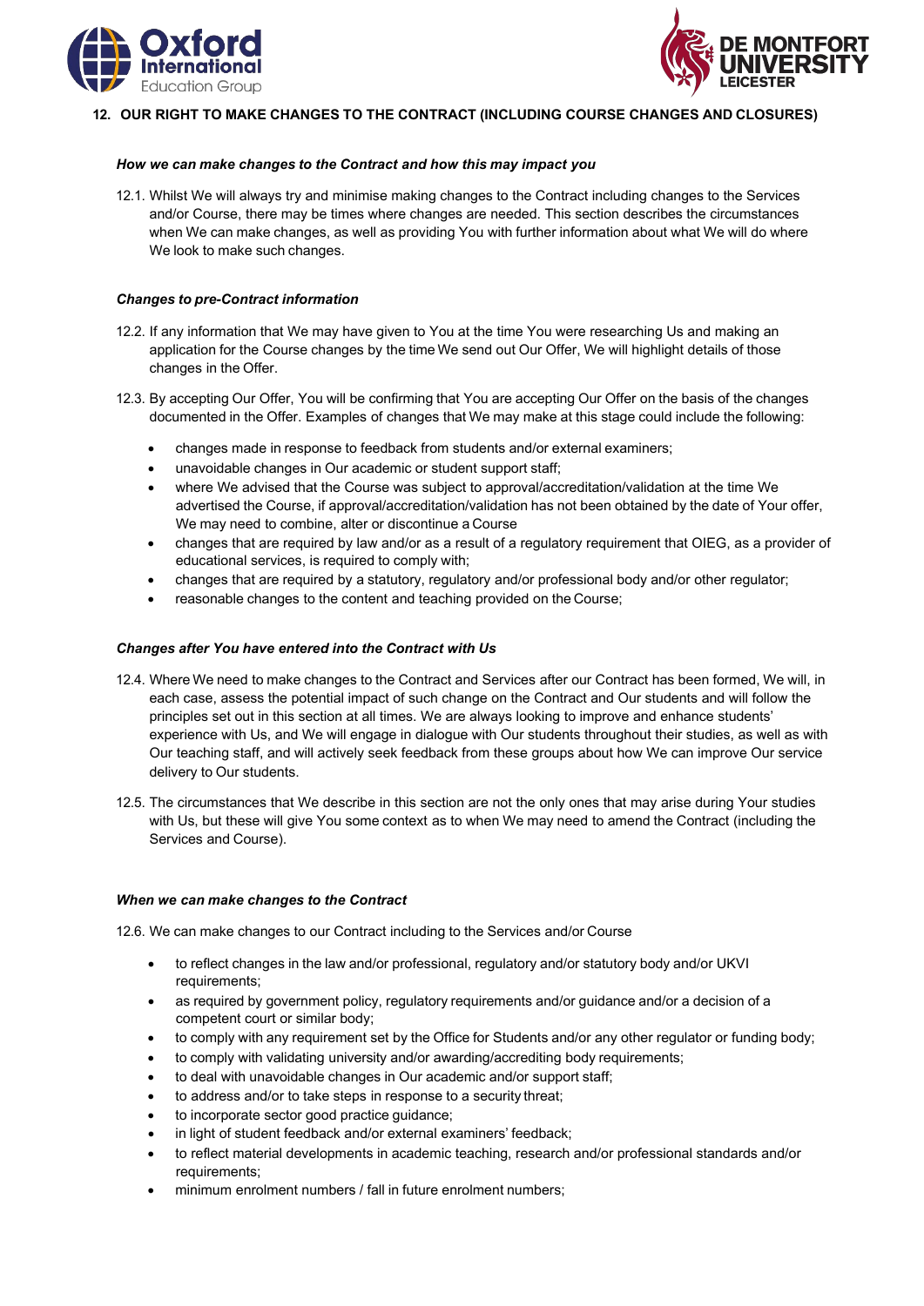## 12. OUR RIGHT TO MAKE CHANGES TO THE CONTRACT (INCLUDING COURSE CHANGES AND CLOSURES)

***How we can make changes to the Contract and how this may impact you***

12.1. Whilst We will always try and minimise making changes to the Contract including changes to the Services and/or Course, there may be times where changes are needed. This section describes the circumstances when We can make changes, as well as providing You with further information about what We will do where We look to make such changes.

***Changes to pre-Contract information***

12.2. If any information that We may have given to You at the time You were researching Us and making an application for the Course changes by the time We send out Our Offer, We will highlight details of those changes in the Offer.

12.3. By accepting Our Offer, You will be confirming that You are accepting Our Offer on the basis of the changes documented in the Offer. Examples of changes that We may make at this stage could include the following:

- changes made in response to feedback from students and/or external examiners;
- unavoidable changes in Our academic or student support staff;
- where We advised that the Course was subject to approval/accreditation/validation at the time We advertised the Course, if approval/accreditation/validation has not been obtained by the date of Your offer, We may need to combine, alter or discontinue a Course
- changes that are required by law and/or as a result of a regulatory requirement that OIEG, as a provider of educational services, is required to comply with;
- changes that are required by a statutory, regulatory and/or professional body and/or other regulator;
- reasonable changes to the content and teaching provided on the Course;

***Changes after You have entered into the Contract with Us***

12.4. Where We need to make changes to the Contract and Services after our Contract has been formed, We will, in each case, assess the potential impact of such change on the Contract and Our students and will follow the principles set out in this section at all times. We are always looking to improve and enhance students' experience with Us, and We will engage in dialogue with Our students throughout their studies, as well as with Our teaching staff, and will actively seek feedback from these groups about how We can improve Our service delivery to Our students.

12.5. The circumstances that We describe in this section are not the only ones that may arise during Your studies with Us, but these will give You some context as to when We may need to amend the Contract (including the Services and Course).

***When we can make changes to the Contract***

12.6. We can make changes to our Contract including to the Services and/or Course

- to reflect changes in the law and/or professional, regulatory and/or statutory body and/or UKVI requirements;
- as required by government policy, regulatory requirements and/or guidance and/or a decision of a competent court or similar body;
- to comply with any requirement set by the Office for Students and/or any other regulator or funding body;
- to comply with validating university and/or awarding/accrediting body requirements;
- to deal with unavoidable changes in Our academic and/or support staff;
- to address and/or to take steps in response to a security threat;
- to incorporate sector good practice guidance;
- in light of student feedback and/or external examiners' feedback;
- to reflect material developments in academic teaching, research and/or professional standards and/or requirements;
- minimum enrolment numbers / fall in future enrolment numbers;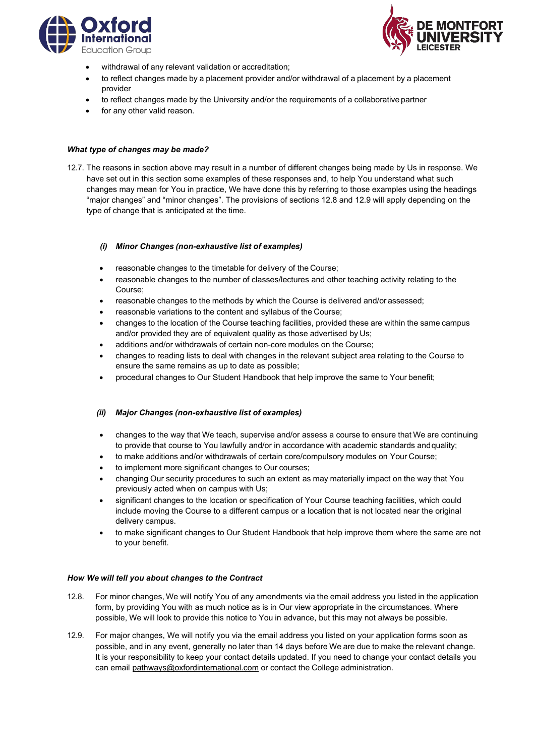- withdrawal of any relevant validation or accreditation;
- to reflect changes made by a placement provider and/or withdrawal of a placement by a placement provider
- to reflect changes made by the University and/or the requirements of a collaborative partner
- for any other valid reason.

***What type of changes may be made?***

12.7. The reasons in section above may result in a number of different changes being made by Us in response. We have set out in this section some examples of these responses and, to help You understand what such changes may mean for You in practice, We have done this by referring to those examples using the headings "major changes" and "minor changes". The provisions of sections 12.8 and 12.9 will apply depending on the type of change that is anticipated at the time.

***(i) Minor Changes (non-exhaustive list of examples)***

- reasonable changes to the timetable for delivery of the Course;
- reasonable changes to the number of classes/lectures and other teaching activity relating to the Course;
- reasonable changes to the methods by which the Course is delivered and/or assessed;
- reasonable variations to the content and syllabus of the Course;
- changes to the location of the Course teaching facilities, provided these are within the same campus and/or provided they are of equivalent quality as those advertised by Us;
- additions and/or withdrawals of certain non-core modules on the Course;
- changes to reading lists to deal with changes in the relevant subject area relating to the Course to ensure the same remains as up to date as possible;
- procedural changes to Our Student Handbook that help improve the same to Your benefit;

***(ii) Major Changes (non-exhaustive list of examples)***

- changes to the way that We teach, supervise and/or assess a course to ensure that We are continuing to provide that course to You lawfully and/or in accordance with academic standards and quality;
- to make additions and/or withdrawals of certain core/compulsory modules on Your Course;
- to implement more significant changes to Our courses;
- changing Our security procedures to such an extent as may materially impact on the way that You previously acted when on campus with Us;
- significant changes to the location or specification of Your Course teaching facilities, which could include moving the Course to a different campus or a location that is not located near the original delivery campus.
- to make significant changes to Our Student Handbook that help improve them where the same are not to your benefit.

***How We will tell you about changes to the Contract***

12.8. For minor changes, We will notify You of any amendments via the email address you listed in the application form, by providing You with as much notice as is in Our view appropriate in the circumstances. Where possible, We will look to provide this notice to You in advance, but this may not always be possible.

12.9. For major changes, We will notify you via the email address you listed on your application forms soon as possible, and in any event, generally no later than 14 days before We are due to make the relevant change. It is your responsibility to keep your contact details updated. If you need to change your contact details you can email pathways@oxfordinternational.com or contact the College administration.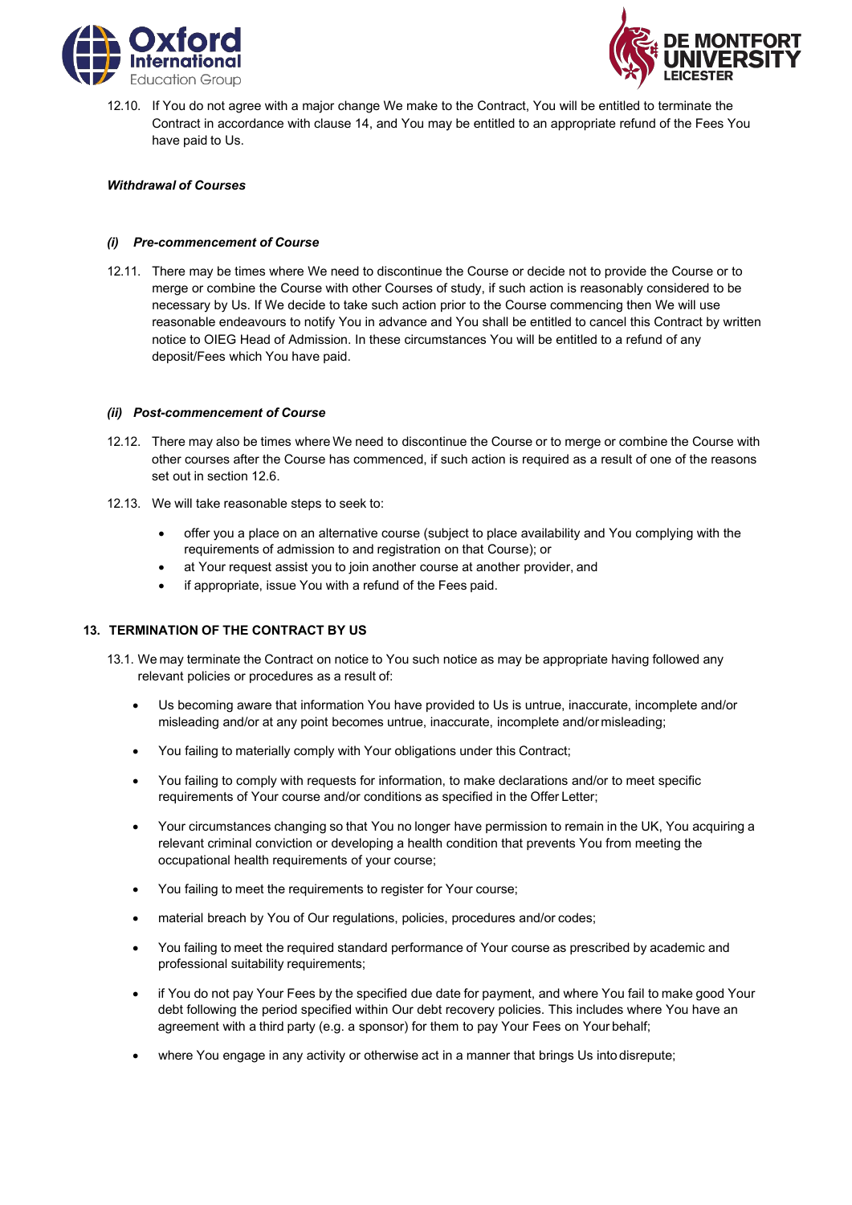12.10. If You do not agree with a major change We make to the Contract, You will be entitled to terminate the Contract in accordance with clause 14, and You may be entitled to an appropriate refund of the Fees You have paid to Us.

***Withdrawal of Courses***

***(i) Pre-commencement of Course***

12.11. There may be times where We need to discontinue the Course or decide not to provide the Course or to merge or combine the Course with other Courses of study, if such action is reasonably considered to be necessary by Us. If We decide to take such action prior to the Course commencing then We will use reasonable endeavours to notify You in advance and You shall be entitled to cancel this Contract by written notice to OIEG Head of Admission. In these circumstances You will be entitled to a refund of any deposit/Fees which You have paid.

***(ii) Post-commencement of Course***

12.12. There may also be times where We need to discontinue the Course or to merge or combine the Course with other courses after the Course has commenced, if such action is required as a result of one of the reasons set out in section 12.6.

12.13. We will take reasonable steps to seek to:

- offer you a place on an alternative course (subject to place availability and You complying with the requirements of admission to and registration on that Course); or
- at Your request assist you to join another course at another provider, and
- if appropriate, issue You with a refund of the Fees paid.

## 13. TERMINATION OF THE CONTRACT BY US

13.1. We may terminate the Contract on notice to You such notice as may be appropriate having followed any relevant policies or procedures as a result of:

- Us becoming aware that information You have provided to Us is untrue, inaccurate, incomplete and/or misleading and/or at any point becomes untrue, inaccurate, incomplete and/or misleading;
- You failing to materially comply with Your obligations under this Contract;
- You failing to comply with requests for information, to make declarations and/or to meet specific requirements of Your course and/or conditions as specified in the Offer Letter;
- Your circumstances changing so that You no longer have permission to remain in the UK, You acquiring a relevant criminal conviction or developing a health condition that prevents You from meeting the occupational health requirements of your course;
- You failing to meet the requirements to register for Your course;
- material breach by You of Our regulations, policies, procedures and/or codes;
- You failing to meet the required standard performance of Your course as prescribed by academic and professional suitability requirements;
- if You do not pay Your Fees by the specified due date for payment, and where You fail to make good Your debt following the period specified within Our debt recovery policies. This includes where You have an agreement with a third party (e.g. a sponsor) for them to pay Your Fees on Your behalf;
- where You engage in any activity or otherwise act in a manner that brings Us into disrepute;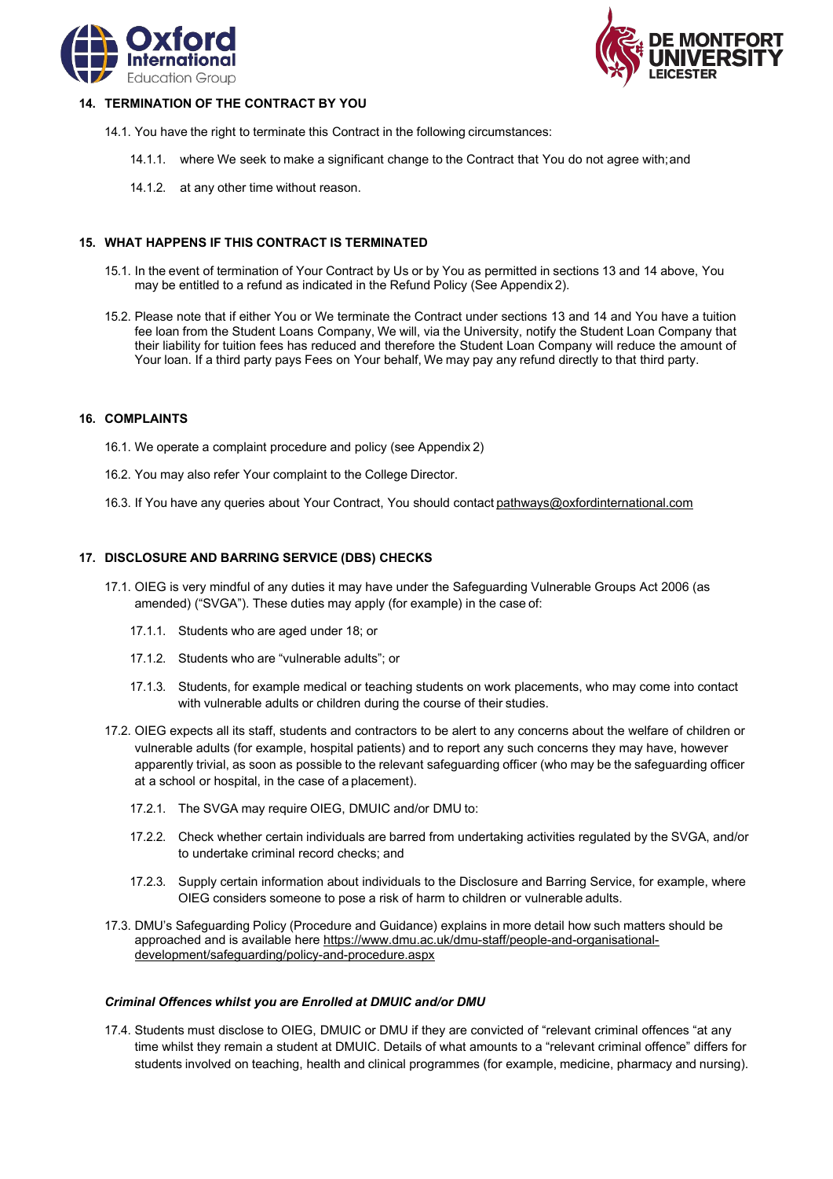## 14. TERMINATION OF THE CONTRACT BY YOU

14.1. You have the right to terminate this Contract in the following circumstances:

14.1.1. where We seek to make a significant change to the Contract that You do not agree with; and

14.1.2. at any other time without reason.

## 15. WHAT HAPPENS IF THIS CONTRACT IS TERMINATED

15.1. In the event of termination of Your Contract by Us or by You as permitted in sections 13 and 14 above, You may be entitled to a refund as indicated in the Refund Policy (See Appendix 2).

15.2. Please note that if either You or We terminate the Contract under sections 13 and 14 and You have a tuition fee loan from the Student Loans Company, We will, via the University, notify the Student Loan Company that their liability for tuition fees has reduced and therefore the Student Loan Company will reduce the amount of Your loan. If a third party pays Fees on Your behalf, We may pay any refund directly to that third party.

## 16. COMPLAINTS

16.1. We operate a complaint procedure and policy (see Appendix 2)

16.2. You may also refer Your complaint to the College Director.

16.3. If You have any queries about Your Contract, You should contact pathways@oxfordinternational.com

## 17. DISCLOSURE AND BARRING SERVICE (DBS) CHECKS

17.1. OIEG is very mindful of any duties it may have under the Safeguarding Vulnerable Groups Act 2006 (as amended) ("SVGA"). These duties may apply (for example) in the case of:

17.1.1. Students who are aged under 18; or

17.1.2. Students who are "vulnerable adults"; or

17.1.3. Students, for example medical or teaching students on work placements, who may come into contact with vulnerable adults or children during the course of their studies.

17.2. OIEG expects all its staff, students and contractors to be alert to any concerns about the welfare of children or vulnerable adults (for example, hospital patients) and to report any such concerns they may have, however apparently trivial, as soon as possible to the relevant safeguarding officer (who may be the safeguarding officer at a school or hospital, in the case of a placement).

17.2.1. The SVGA may require OIEG, DMUIC and/or DMU to:

17.2.2. Check whether certain individuals are barred from undertaking activities regulated by the SVGA, and/or to undertake criminal record checks; and

17.2.3. Supply certain information about individuals to the Disclosure and Barring Service, for example, where OIEG considers someone to pose a risk of harm to children or vulnerable adults.

17.3. DMU's Safeguarding Policy (Procedure and Guidance) explains in more detail how such matters should be approached and is available here https://www.dmu.ac.uk/dmu-staff/people-and-organisational-development/safeguarding/policy-and-procedure.aspx

### *Criminal Offences whilst you are Enrolled at DMUIC and/or DMU*

17.4. Students must disclose to OIEG, DMUIC or DMU if they are convicted of "relevant criminal offences "at any time whilst they remain a student at DMUIC. Details of what amounts to a "relevant criminal offence" differs for students involved on teaching, health and clinical programmes (for example, medicine, pharmacy and nursing).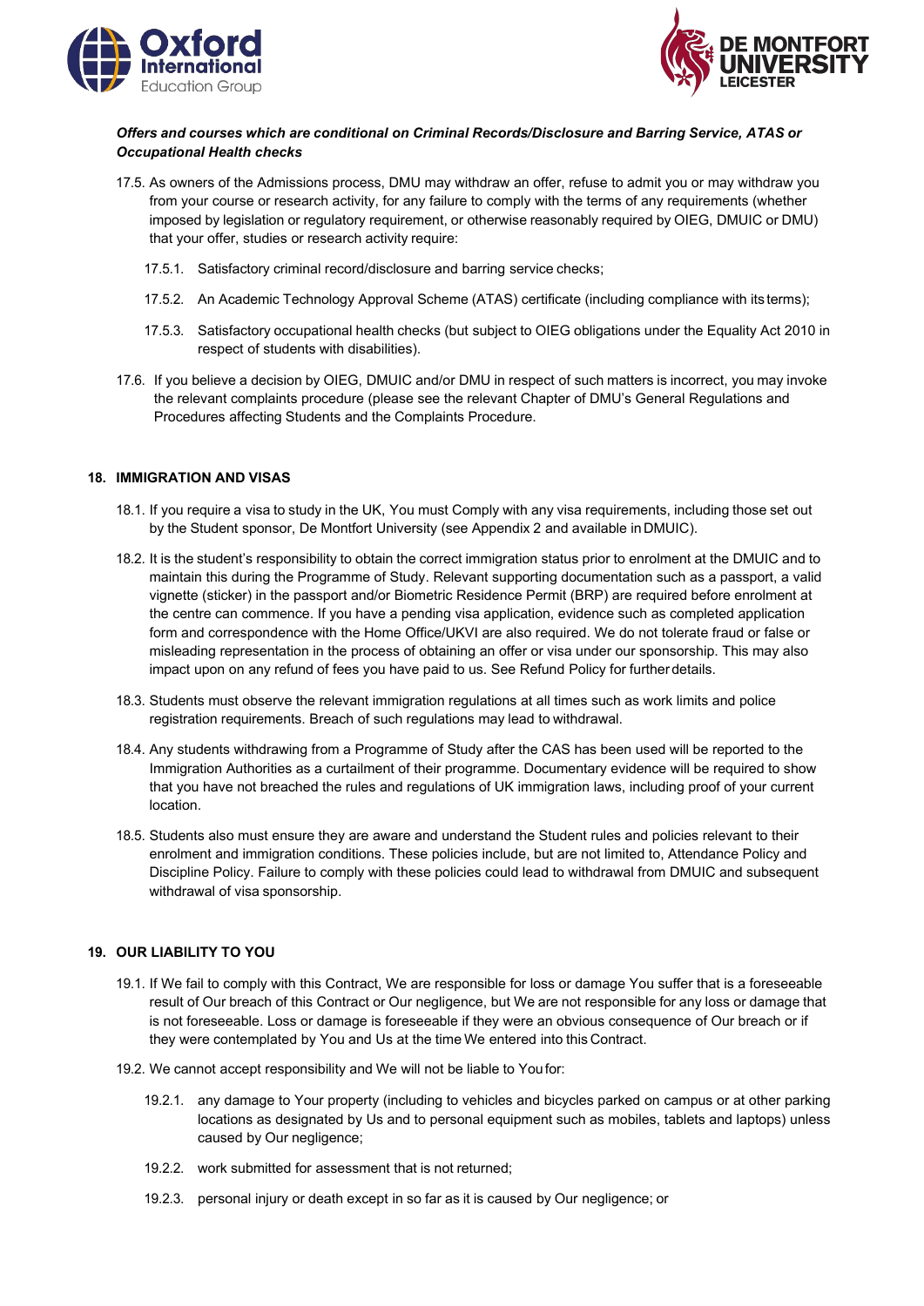***Offers and courses which are conditional on Criminal Records/Disclosure and Barring Service, ATAS or Occupational Health checks***

17.5. As owners of the Admissions process, DMU may withdraw an offer, refuse to admit you or may withdraw you from your course or research activity, for any failure to comply with the terms of any requirements (whether imposed by legislation or regulatory requirement, or otherwise reasonably required by OIEG, DMUIC or DMU) that your offer, studies or research activity require:

17.5.1. Satisfactory criminal record/disclosure and barring service checks;

17.5.2. An Academic Technology Approval Scheme (ATAS) certificate (including compliance with its terms);

17.5.3. Satisfactory occupational health checks (but subject to OIEG obligations under the Equality Act 2010 in respect of students with disabilities).

17.6. If you believe a decision by OIEG, DMUIC and/or DMU in respect of such matters is incorrect, you may invoke the relevant complaints procedure (please see the relevant Chapter of DMU's General Regulations and Procedures affecting Students and the Complaints Procedure.

## 18. IMMIGRATION AND VISAS

18.1. If you require a visa to study in the UK, You must Comply with any visa requirements, including those set out by the Student sponsor, De Montfort University (see Appendix 2 and available in DMUIC).

18.2. It is the student's responsibility to obtain the correct immigration status prior to enrolment at the DMUIC and to maintain this during the Programme of Study. Relevant supporting documentation such as a passport, a valid vignette (sticker) in the passport and/or Biometric Residence Permit (BRP) are required before enrolment at the centre can commence. If you have a pending visa application, evidence such as completed application form and correspondence with the Home Office/UKVI are also required. We do not tolerate fraud or false or misleading representation in the process of obtaining an offer or visa under our sponsorship. This may also impact upon on any refund of fees you have paid to us. See Refund Policy for further details.

18.3. Students must observe the relevant immigration regulations at all times such as work limits and police registration requirements. Breach of such regulations may lead to withdrawal.

18.4. Any students withdrawing from a Programme of Study after the CAS has been used will be reported to the Immigration Authorities as a curtailment of their programme. Documentary evidence will be required to show that you have not breached the rules and regulations of UK immigration laws, including proof of your current location.

18.5. Students also must ensure they are aware and understand the Student rules and policies relevant to their enrolment and immigration conditions. These policies include, but are not limited to, Attendance Policy and Discipline Policy. Failure to comply with these policies could lead to withdrawal from DMUIC and subsequent withdrawal of visa sponsorship.

## 19. OUR LIABILITY TO YOU

19.1. If We fail to comply with this Contract, We are responsible for loss or damage You suffer that is a foreseeable result of Our breach of this Contract or Our negligence, but We are not responsible for any loss or damage that is not foreseeable. Loss or damage is foreseeable if they were an obvious consequence of Our breach or if they were contemplated by You and Us at the time We entered into this Contract.

19.2. We cannot accept responsibility and We will not be liable to You for:

19.2.1. any damage to Your property (including to vehicles and bicycles parked on campus or at other parking locations as designated by Us and to personal equipment such as mobiles, tablets and laptops) unless caused by Our negligence;

19.2.2. work submitted for assessment that is not returned;

19.2.3. personal injury or death except in so far as it is caused by Our negligence; or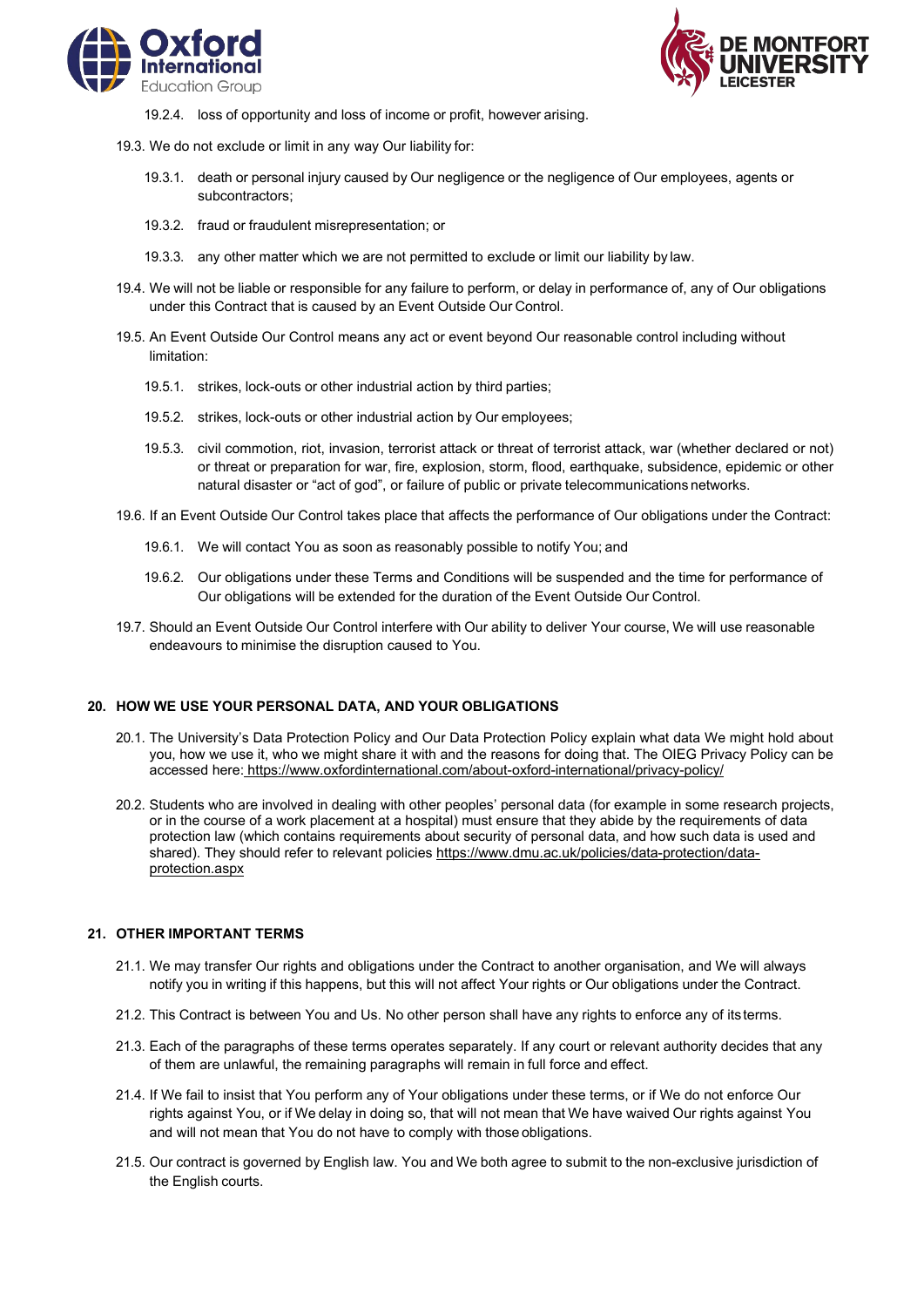19.2.4. loss of opportunity and loss of income or profit, however arising.

19.3. We do not exclude or limit in any way Our liability for:

19.3.1. death or personal injury caused by Our negligence or the negligence of Our employees, agents or subcontractors;

19.3.2. fraud or fraudulent misrepresentation; or

19.3.3. any other matter which we are not permitted to exclude or limit our liability by law.

19.4. We will not be liable or responsible for any failure to perform, or delay in performance of, any of Our obligations under this Contract that is caused by an Event Outside Our Control.

19.5. An Event Outside Our Control means any act or event beyond Our reasonable control including without limitation:

19.5.1. strikes, lock-outs or other industrial action by third parties;

19.5.2. strikes, lock-outs or other industrial action by Our employees;

19.5.3. civil commotion, riot, invasion, terrorist attack or threat of terrorist attack, war (whether declared or not) or threat or preparation for war, fire, explosion, storm, flood, earthquake, subsidence, epidemic or other natural disaster or "act of god", or failure of public or private telecommunications networks.

19.6. If an Event Outside Our Control takes place that affects the performance of Our obligations under the Contract:

19.6.1. We will contact You as soon as reasonably possible to notify You; and

19.6.2. Our obligations under these Terms and Conditions will be suspended and the time for performance of Our obligations will be extended for the duration of the Event Outside Our Control.

19.7. Should an Event Outside Our Control interfere with Our ability to deliver Your course, We will use reasonable endeavours to minimise the disruption caused to You.

## 20. HOW WE USE YOUR PERSONAL DATA, AND YOUR OBLIGATIONS

20.1. The University's Data Protection Policy and Our Data Protection Policy explain what data We might hold about you, how we use it, who we might share it with and the reasons for doing that. The OIEG Privacy Policy can be accessed here: https://www.oxfordinternational.com/about-oxford-international/privacy-policy/

20.2. Students who are involved in dealing with other peoples' personal data (for example in some research projects, or in the course of a work placement at a hospital) must ensure that they abide by the requirements of data protection law (which contains requirements about security of personal data, and how such data is used and shared). They should refer to relevant policies https://www.dmu.ac.uk/policies/data-protection/data-protection.aspx

## 21. OTHER IMPORTANT TERMS

21.1. We may transfer Our rights and obligations under the Contract to another organisation, and We will always notify you in writing if this happens, but this will not affect Your rights or Our obligations under the Contract.

21.2. This Contract is between You and Us. No other person shall have any rights to enforce any of its terms.

21.3. Each of the paragraphs of these terms operates separately. If any court or relevant authority decides that any of them are unlawful, the remaining paragraphs will remain in full force and effect.

21.4. If We fail to insist that You perform any of Your obligations under these terms, or if We do not enforce Our rights against You, or if We delay in doing so, that will not mean that We have waived Our rights against You and will not mean that You do not have to comply with those obligations.

21.5. Our contract is governed by English law. You and We both agree to submit to the non-exclusive jurisdiction of the English courts.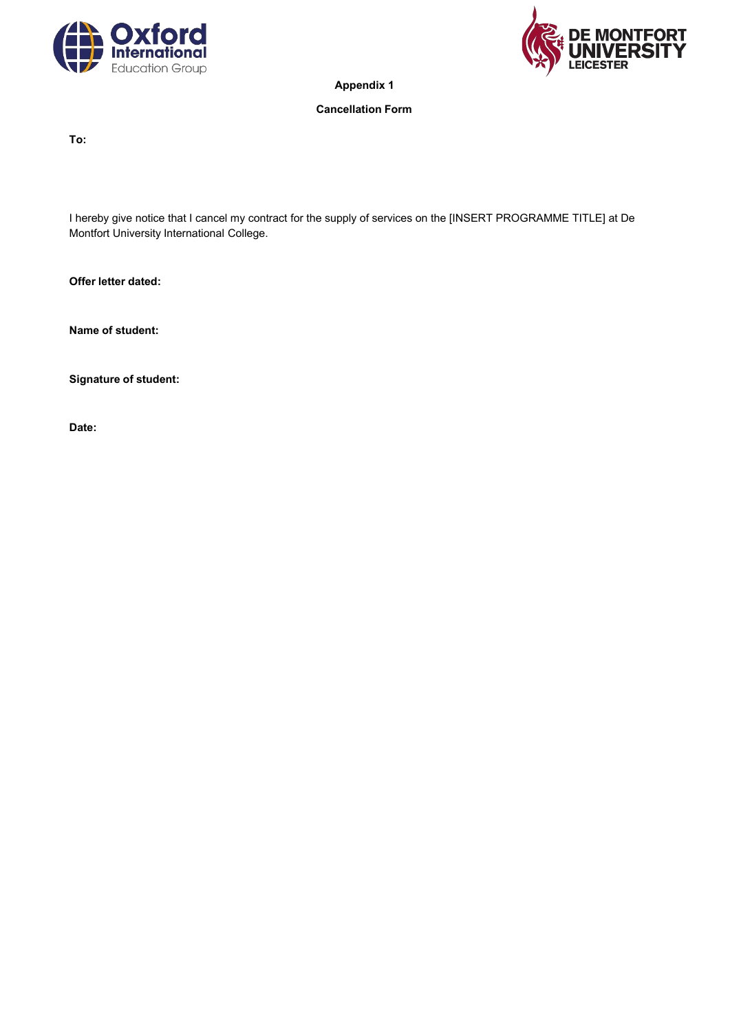**Appendix 1**

**Cancellation Form**

**To:**

I hereby give notice that I cancel my contract for the supply of services on the [INSERT PROGRAMME TITLE] at De Montfort University International College.

**Offer letter dated:**

**Name of student:**

**Signature of student:**

**Date:**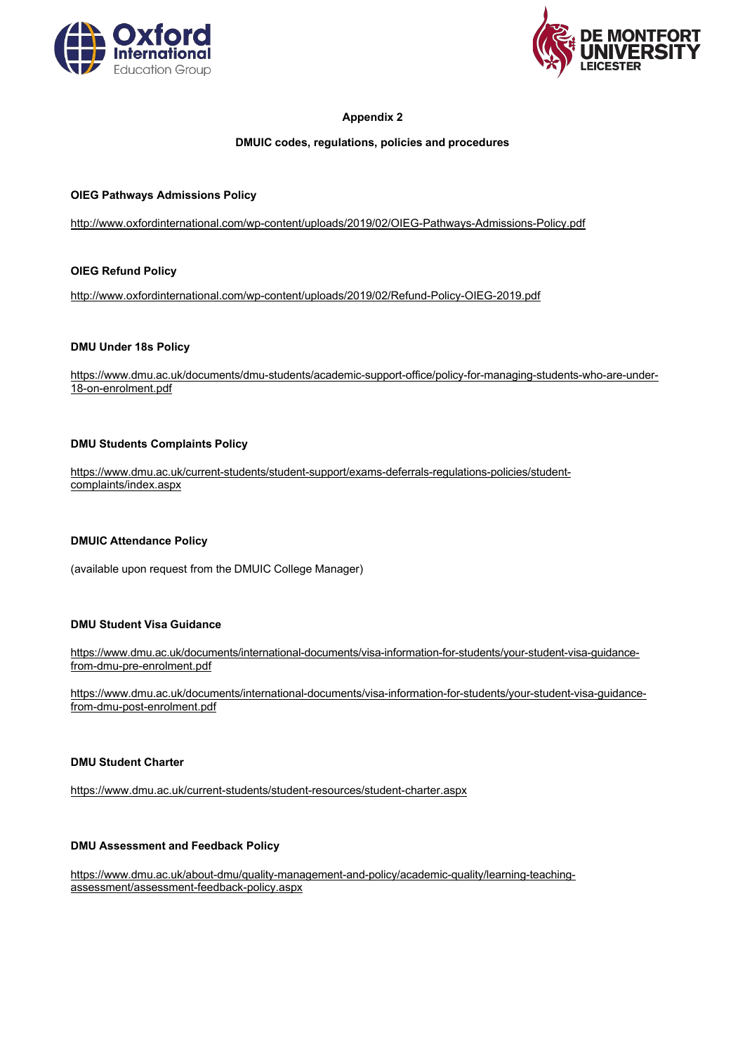**Appendix 2**

**DMUIC codes, regulations, policies and procedures**

**OIEG Pathways Admissions Policy**

http://www.oxfordinternational.com/wp-content/uploads/2019/02/OIEG-Pathways-Admissions-Policy.pdf

**OIEG Refund Policy**

http://www.oxfordinternational.com/wp-content/uploads/2019/02/Refund-Policy-OIEG-2019.pdf

**DMU Under 18s Policy**

https://www.dmu.ac.uk/documents/dmu-students/academic-support-office/policy-for-managing-students-who-are-under-18-on-enrolment.pdf

**DMU Students Complaints Policy**

https://www.dmu.ac.uk/current-students/student-support/exams-deferrals-regulations-policies/student-complaints/index.aspx

**DMUIC Attendance Policy**

(available upon request from the DMUIC College Manager)

**DMU Student Visa Guidance**

https://www.dmu.ac.uk/documents/international-documents/visa-information-for-students/your-student-visa-guidance-from-dmu-pre-enrolment.pdf

https://www.dmu.ac.uk/documents/international-documents/visa-information-for-students/your-student-visa-guidance-from-dmu-post-enrolment.pdf

**DMU Student Charter**

https://www.dmu.ac.uk/current-students/student-resources/student-charter.aspx

**DMU Assessment and Feedback Policy**

https://www.dmu.ac.uk/about-dmu/quality-management-and-policy/academic-quality/learning-teaching-assessment/assessment-feedback-policy.aspx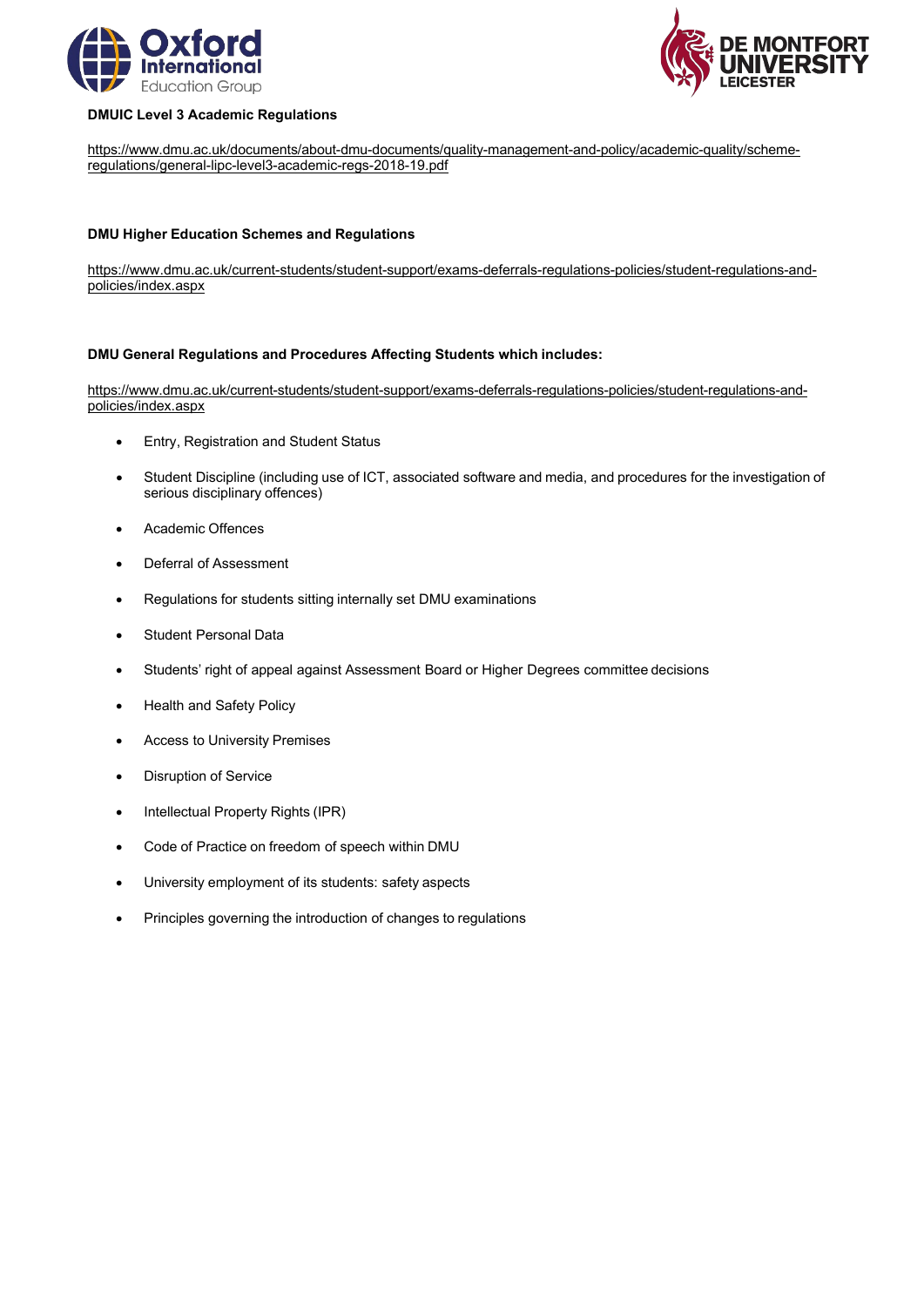**DMUIC Level 3 Academic Regulations**

https://www.dmu.ac.uk/documents/about-dmu-documents/quality-management-and-policy/academic-quality/scheme-regulations/general-lipc-level3-academic-regs-2018-19.pdf

**DMU Higher Education Schemes and Regulations**

https://www.dmu.ac.uk/current-students/student-support/exams-deferrals-regulations-policies/student-regulations-and-policies/index.aspx

**DMU General Regulations and Procedures Affecting Students which includes:**

https://www.dmu.ac.uk/current-students/student-support/exams-deferrals-regulations-policies/student-regulations-and-policies/index.aspx

- Entry, Registration and Student Status
- Student Discipline (including use of ICT, associated software and media, and procedures for the investigation of serious disciplinary offences)
- Academic Offences
- Deferral of Assessment
- Regulations for students sitting internally set DMU examinations
- Student Personal Data
- Students' right of appeal against Assessment Board or Higher Degrees committee decisions
- Health and Safety Policy
- Access to University Premises
- Disruption of Service
- Intellectual Property Rights (IPR)
- Code of Practice on freedom of speech within DMU
- University employment of its students: safety aspects
- Principles governing the introduction of changes to regulations